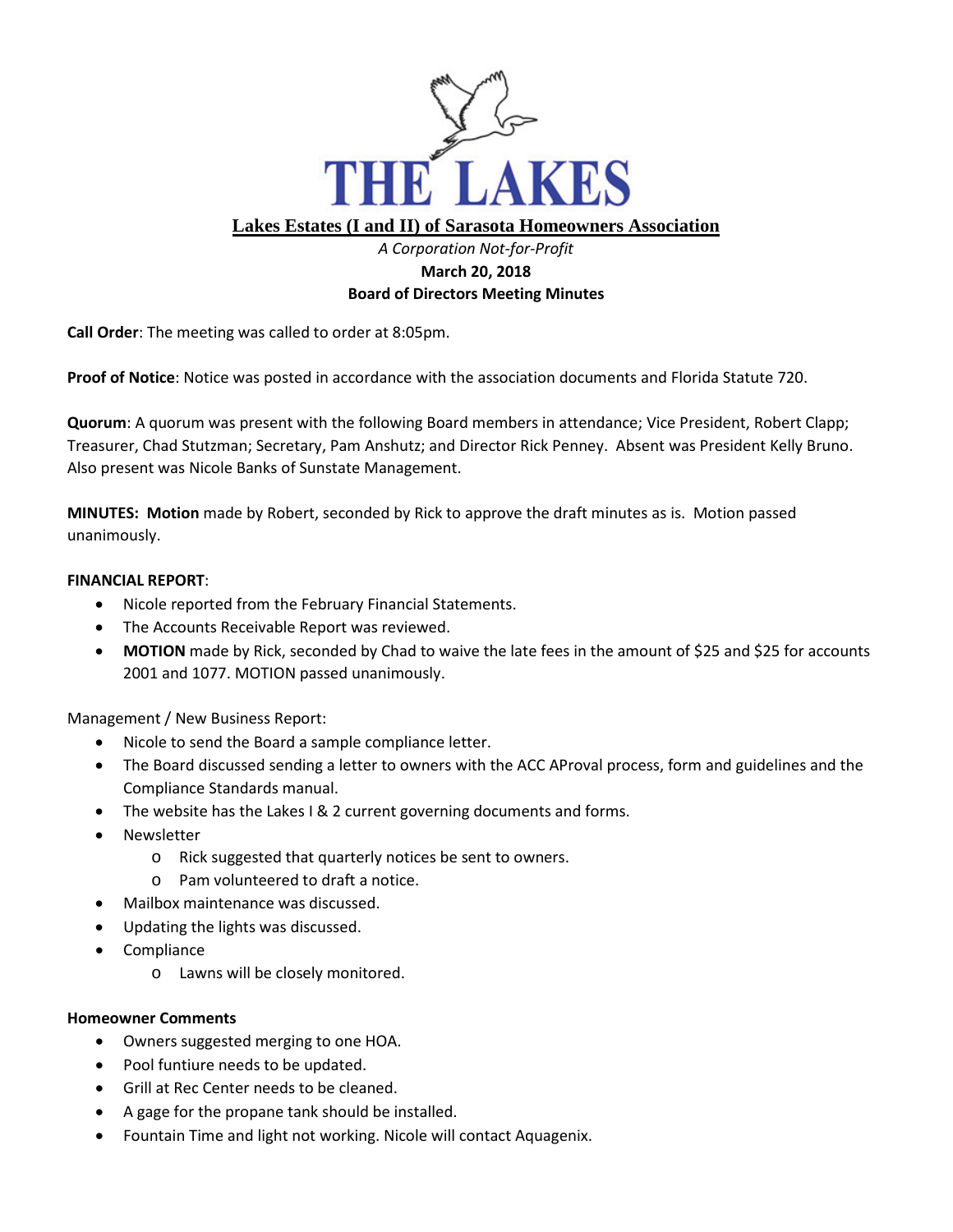# THE LAKES

## Lakes Estates (I and II) of Sarasota Homeowners Association

*A Corporation Not-for-Profit*

**March 20, 2018**

**Board of Directors Meeting Minutes**

**Call Order**: The meeting was called to order at 8:05pm.

**Proof of Notice**: Notice was posted in accordance with the association documents and Florida Statute 720.

**Quorum**: A quorum was present with the following Board members in attendance; Vice President, Robert Clapp; Treasurer, Chad Stutzman; Secretary, Pam Anshutz; and Director Rick Penney. Absent was President Kelly Bruno. Also present was Nicole Banks of Sunstate Management.

**MINUTES: Motion** made by Robert, seconded by Rick to approve the draft minutes as is. Motion passed unanimously.

**FINANCIAL REPORT**:

- Nicole reported from the February Financial Statements.
- The Accounts Receivable Report was reviewed.
- **MOTION** made by Rick, seconded by Chad to waive the late fees in the amount of $25 and $25 for accounts 2001 and 1077. MOTION passed unanimously.

Management / New Business Report:

- Nicole to send the Board a sample compliance letter.
- The Board discussed sending a letter to owners with the ACC AProval process, form and guidelines and the Compliance Standards manual.
- The website has the Lakes I & 2 current governing documents and forms.
- Newsletter
  - Rick suggested that quarterly notices be sent to owners.
  - Pam volunteered to draft a notice.
- Mailbox maintenance was discussed.
- Updating the lights was discussed.
- Compliance
  - Lawns will be closely monitored.

**Homeowner Comments**

- Owners suggested merging to one HOA.
- Pool funtiure needs to be updated.
- Grill at Rec Center needs to be cleaned.
- A gage for the propane tank should be installed.
- Fountain Time and light not working. Nicole will contact Aquagenix.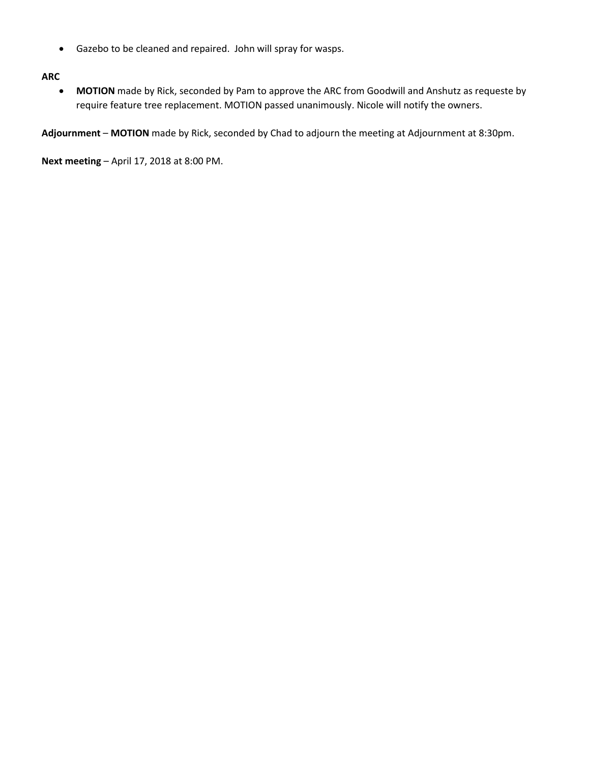- Gazebo to be cleaned and repaired. John will spray for wasps.

**ARC**

- **MOTION** made by Rick, seconded by Pam to approve the ARC from Goodwill and Anshutz as requeste by require feature tree replacement. MOTION passed unanimously. Nicole will notify the owners.

**Adjournment** – **MOTION** made by Rick, seconded by Chad to adjourn the meeting at Adjournment at 8:30pm.

**Next meeting** – April 17, 2018 at 8:00 PM.